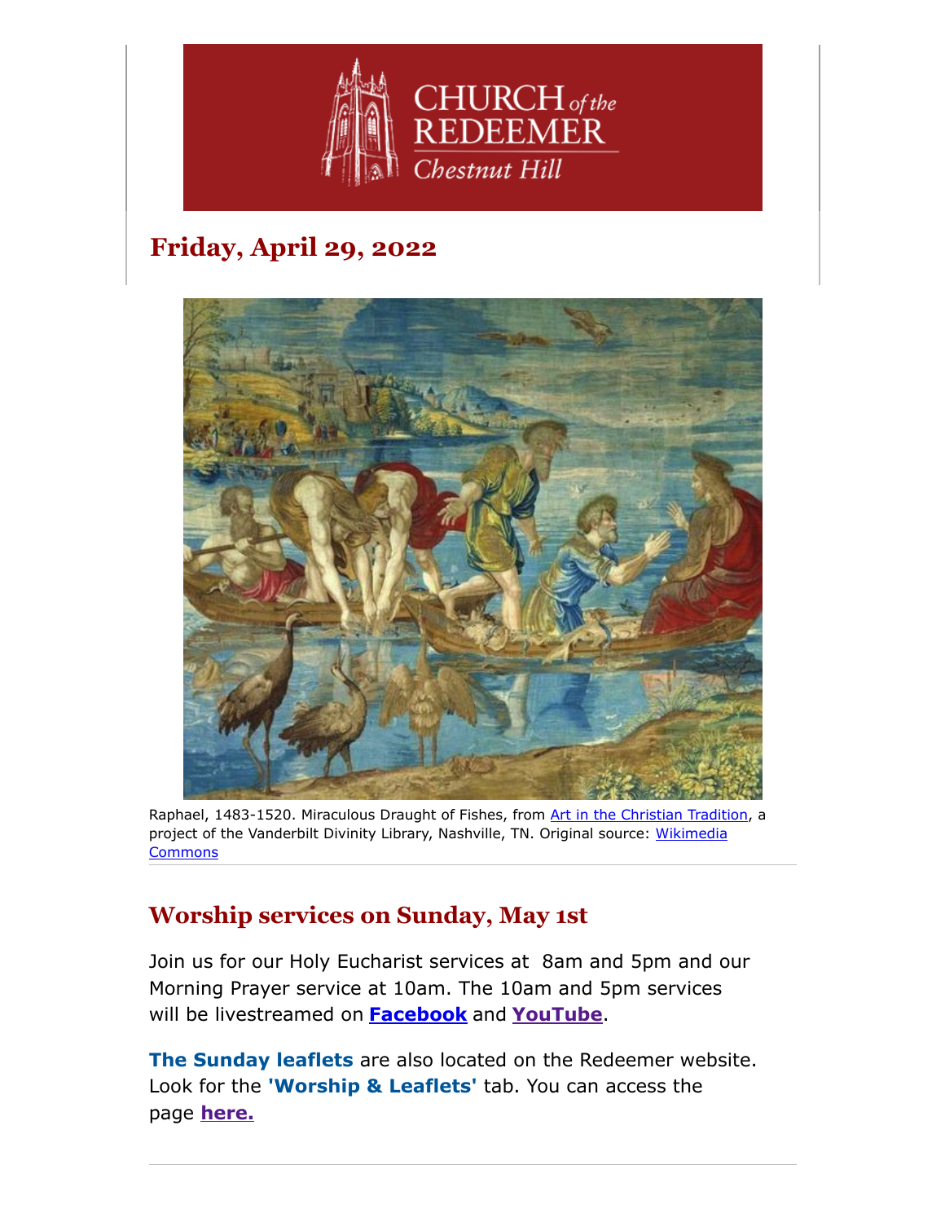# Friday, April 29, 2022

Raphael, 1483-1520. Miraculous Draught of Fishes, from Art in the Christian Tradition, a project of the Vanderbilt Divinity Library, Nashville, TN. Original source: Wikimedia Commons

---

## Worship services on Sunday, May 1st

Join us for our Holy Eucharist services at 8am and 5pm and our Morning Prayer service at 10am. The 10am and 5pm services will be livestreamed on **Facebook** and **YouTube**.

**The Sunday leaflets** are also located on the Redeemer website. Look for the **'Worship & Leaflets'** tab. You can access the page **here.**

---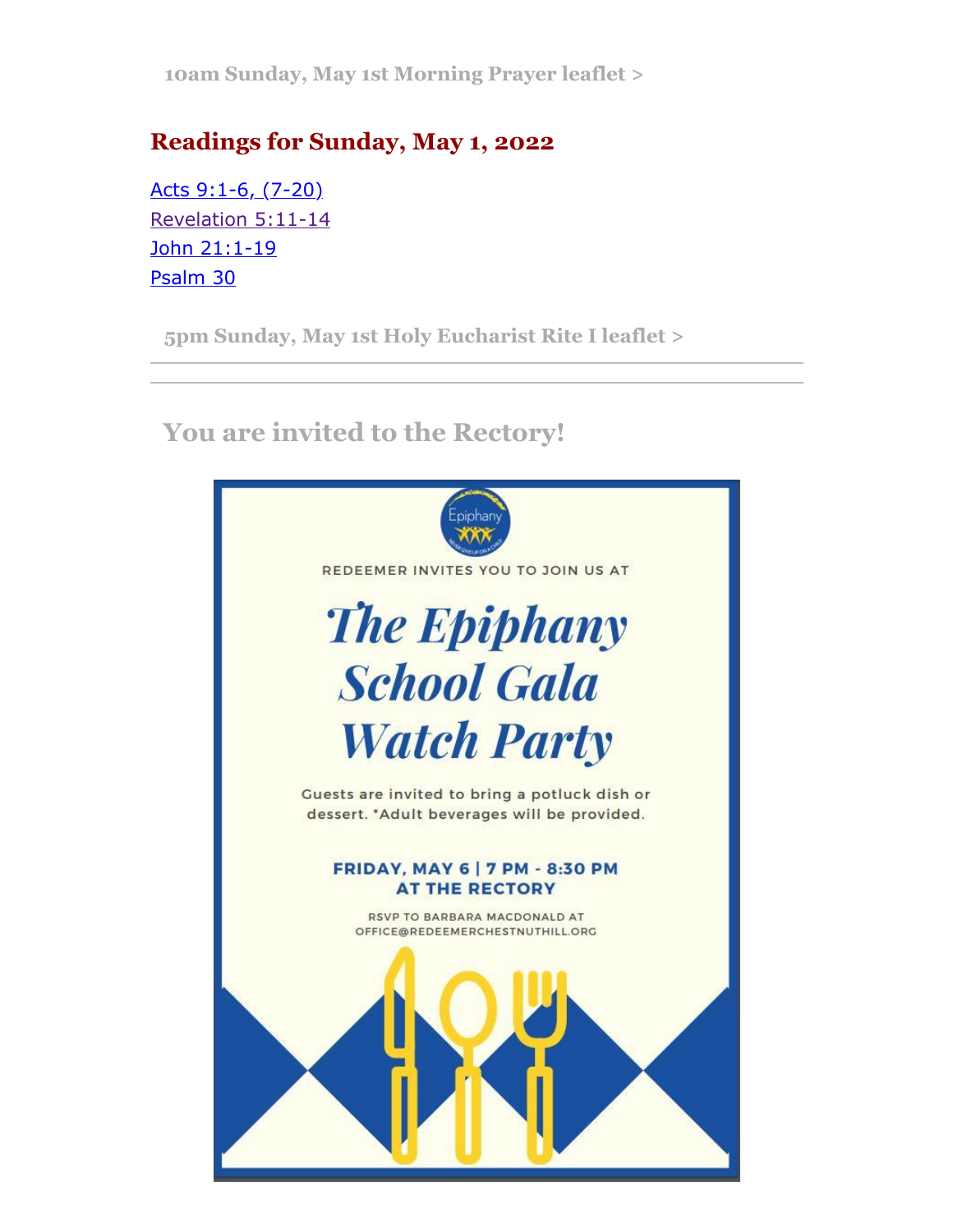10am Sunday, May 1st Morning Prayer leaflet >

## Readings for Sunday, May 1, 2022

Acts 9:1-6, (7-20)
Revelation 5:11-14
John 21:1-19
Psalm 30

5pm Sunday, May 1st Holy Eucharist Rite I leaflet >

---

---

## You are invited to the Rectory!

Epiphany

REDEEMER INVITES YOU TO JOIN US AT

# *The Epiphany School Gala Watch Party*

Guests are invited to bring a potluck dish or dessert. *Adult beverages will be provided.

**FRIDAY, MAY 6 | 7 PM - 8:30 PM**
**AT THE RECTORY**

RSVP TO BARBARA MACDONALD AT OFFICE@REDEEMERCHESTNUTHILL.ORG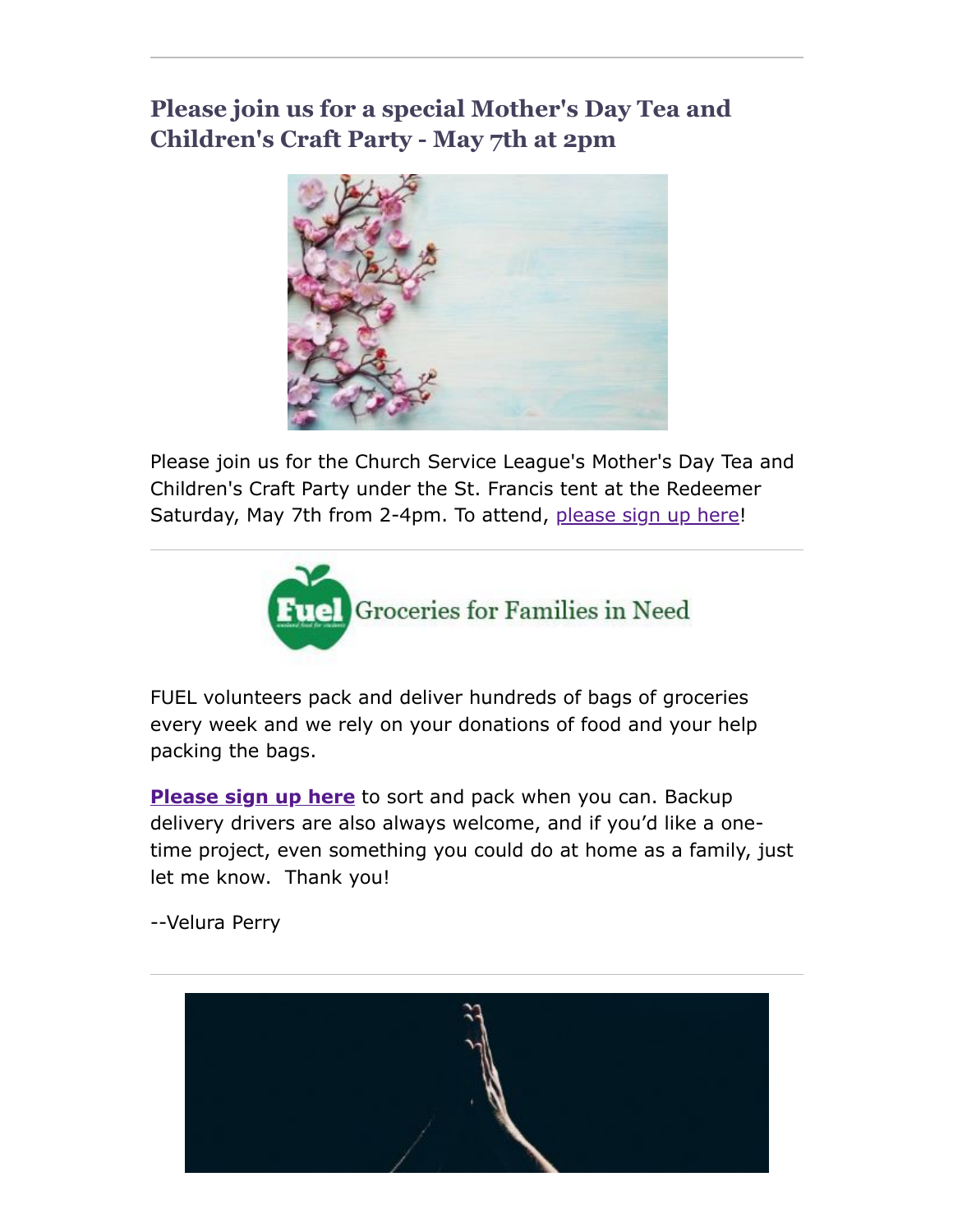## Please join us for a special Mother's Day Tea and Children's Craft Party - May 7th at 2pm

Please join us for the Church Service League's Mother's Day Tea and Children's Craft Party under the St. Francis tent at the Redeemer Saturday, May 7th from 2-4pm. To attend, please sign up here!

---

Fuel Groceries for Families in Need

FUEL volunteers pack and deliver hundreds of bags of groceries every week and we rely on your donations of food and your help packing the bags.

**Please sign up here** to sort and pack when you can. Backup delivery drivers are also always welcome, and if you'd like a one-time project, even something you could do at home as a family, just let me know. Thank you!

--Velura Perry

---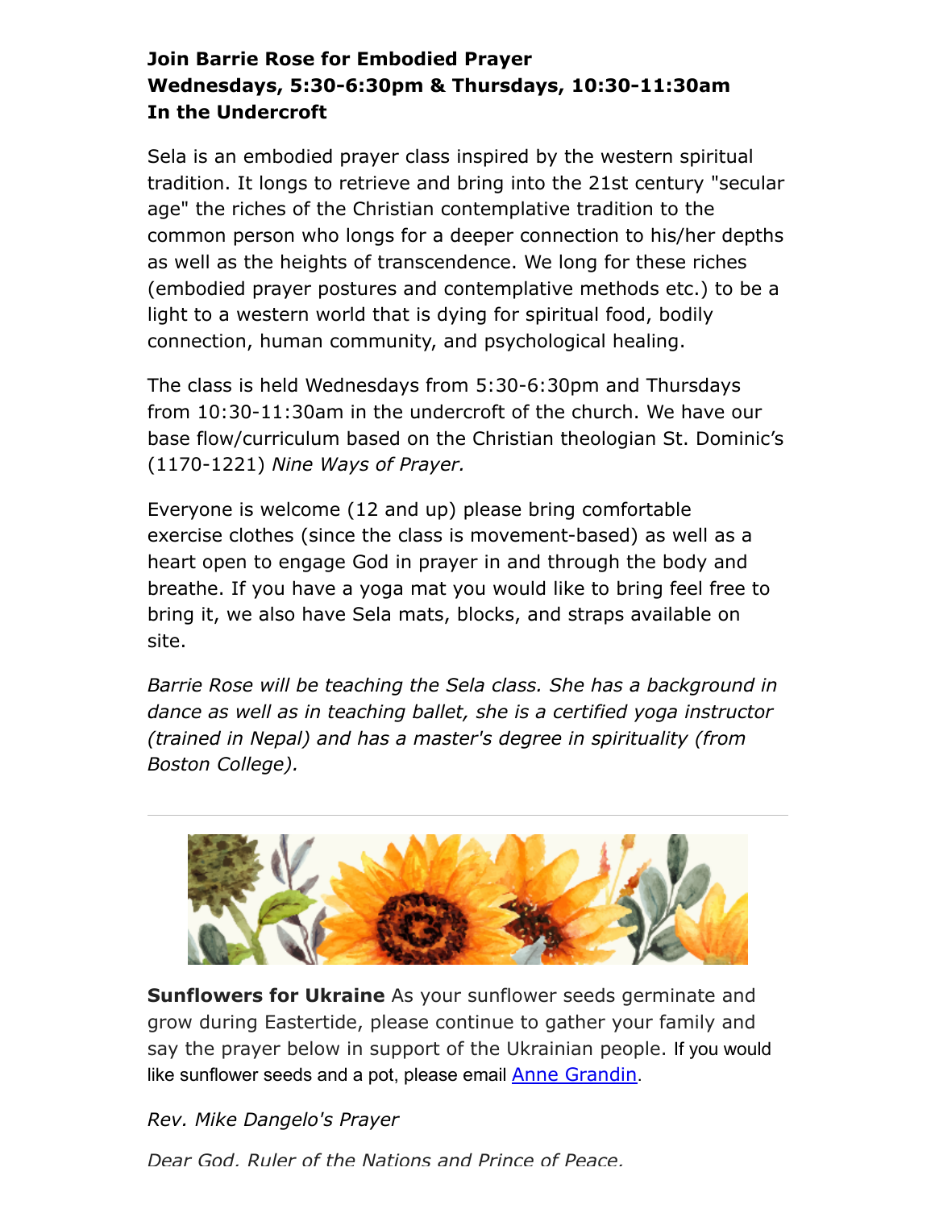**Join Barrie Rose for Embodied Prayer**
**Wednesdays, 5:30-6:30pm & Thursdays, 10:30-11:30am**
**In the Undercroft**

Sela is an embodied prayer class inspired by the western spiritual tradition. It longs to retrieve and bring into the 21st century "secular age" the riches of the Christian contemplative tradition to the common person who longs for a deeper connection to his/her depths as well as the heights of transcendence. We long for these riches (embodied prayer postures and contemplative methods etc.) to be a light to a western world that is dying for spiritual food, bodily connection, human community, and psychological healing.

The class is held Wednesdays from 5:30-6:30pm and Thursdays from 10:30-11:30am in the undercroft of the church. We have our base flow/curriculum based on the Christian theologian St. Dominic's (1170-1221) *Nine Ways of Prayer.*

Everyone is welcome (12 and up) please bring comfortable exercise clothes (since the class is movement-based) as well as a heart open to engage God in prayer in and through the body and breathe. If you have a yoga mat you would like to bring feel free to bring it, we also have Sela mats, blocks, and straps available on site.

*Barrie Rose will be teaching the Sela class. She has a background in dance as well as in teaching ballet, she is a certified yoga instructor (trained in Nepal) and has a master's degree in spirituality (from Boston College).*

---

**Sunflowers for Ukraine** As your sunflower seeds germinate and grow during Eastertide, please continue to gather your family and say the prayer below in support of the Ukrainian people. If you would like sunflower seeds and a pot, please email Anne Grandin.

*Rev. Mike Dangelo's Prayer*

*Dear God, Ruler of the Nations and Prince of Peace,*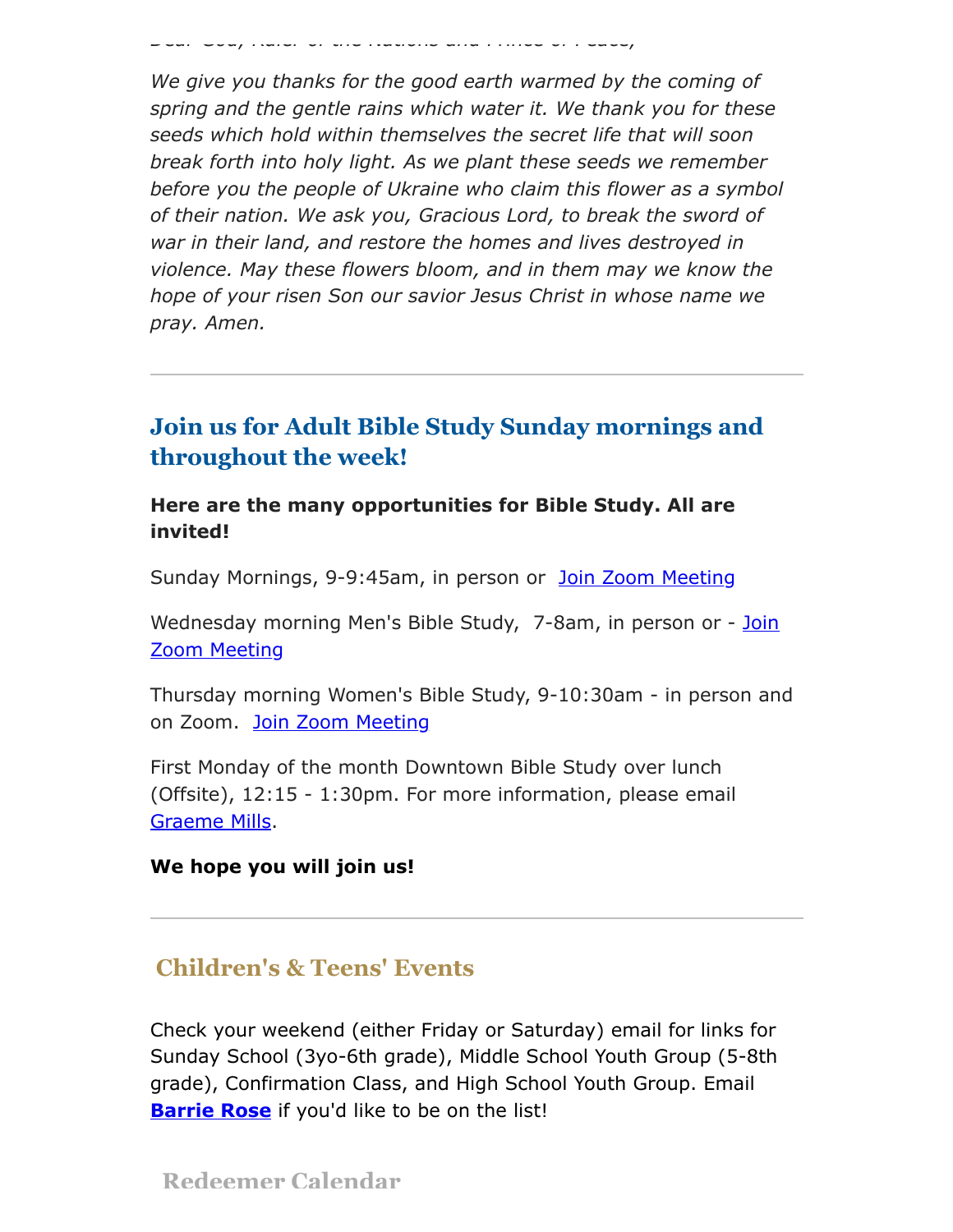*Dear God, Ruler of the Nations and Prince of Peace,*

*We give you thanks for the good earth warmed by the coming of spring and the gentle rains which water it. We thank you for these seeds which hold within themselves the secret life that will soon break forth into holy light. As we plant these seeds we remember before you the people of Ukraine who claim this flower as a symbol of their nation. We ask you, Gracious Lord, to break the sword of war in their land, and restore the homes and lives destroyed in violence. May these flowers bloom, and in them may we know the hope of your risen Son our savior Jesus Christ in whose name we pray. Amen.*

---

## Join us for Adult Bible Study Sunday mornings and throughout the week!

**Here are the many opportunities for Bible Study. All are invited!**

Sunday Mornings, 9-9:45am, in person or Join Zoom Meeting

Wednesday morning Men's Bible Study, 7-8am, in person or - Join Zoom Meeting

Thursday morning Women's Bible Study, 9-10:30am - in person and on Zoom. Join Zoom Meeting

First Monday of the month Downtown Bible Study over lunch (Offsite), 12:15 - 1:30pm. For more information, please email Graeme Mills.

**We hope you will join us!**

---

## Children's & Teens' Events

Check your weekend (either Friday or Saturday) email for links for Sunday School (3yo-6th grade), Middle School Youth Group (5-8th grade), Confirmation Class, and High School Youth Group. Email **Barrie Rose** if you'd like to be on the list!

## Redeemer Calendar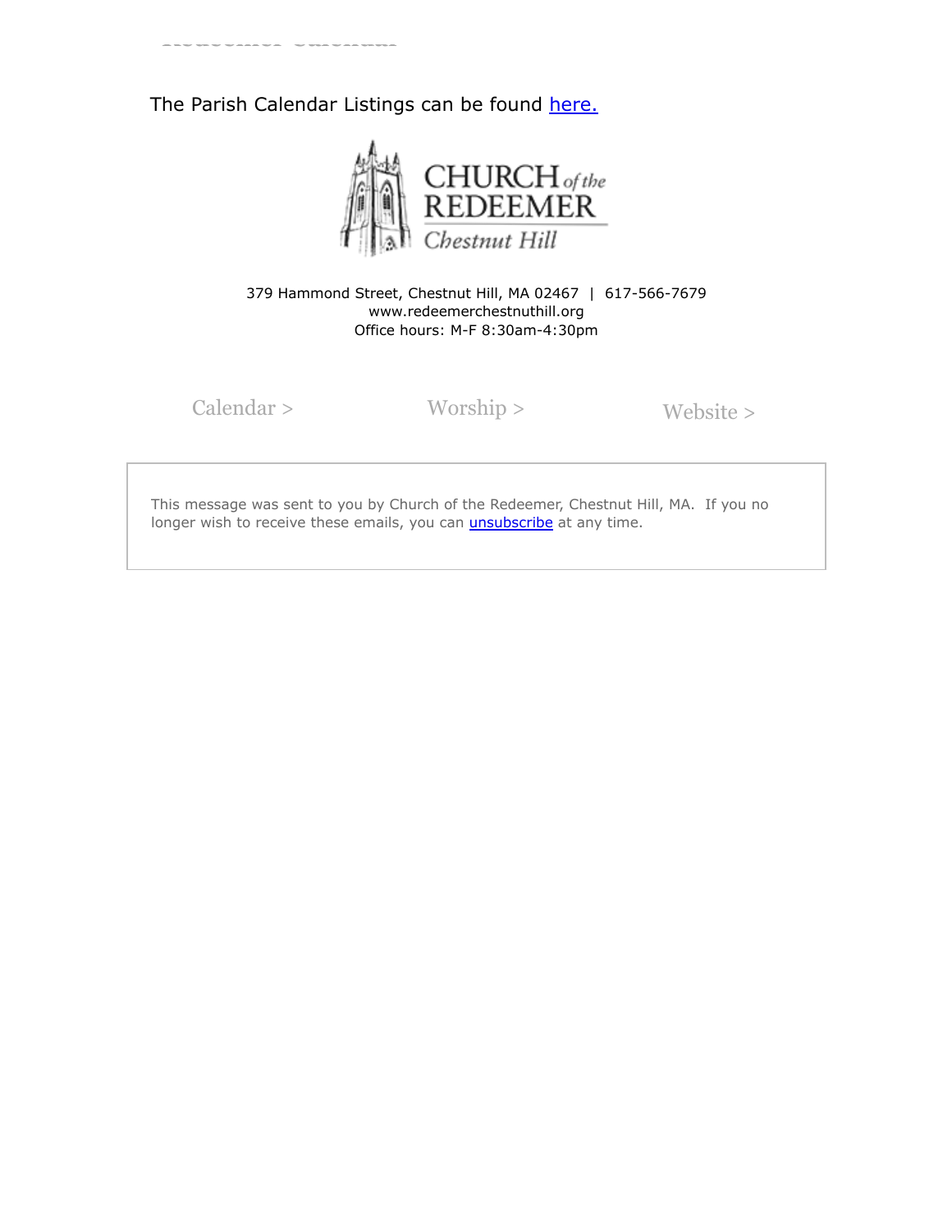The Parish Calendar Listings can be found here.

CHURCH of the REDEEMER
Chestnut Hill

379 Hammond Street, Chestnut Hill, MA 02467 | 617-566-7679
www.redeemerchestnuthill.org
Office hours: M-F 8:30am-4:30pm

Calendar > Worship > Website >

This message was sent to you by Church of the Redeemer, Chestnut Hill, MA. If you no longer wish to receive these emails, you can unsubscribe at any time.